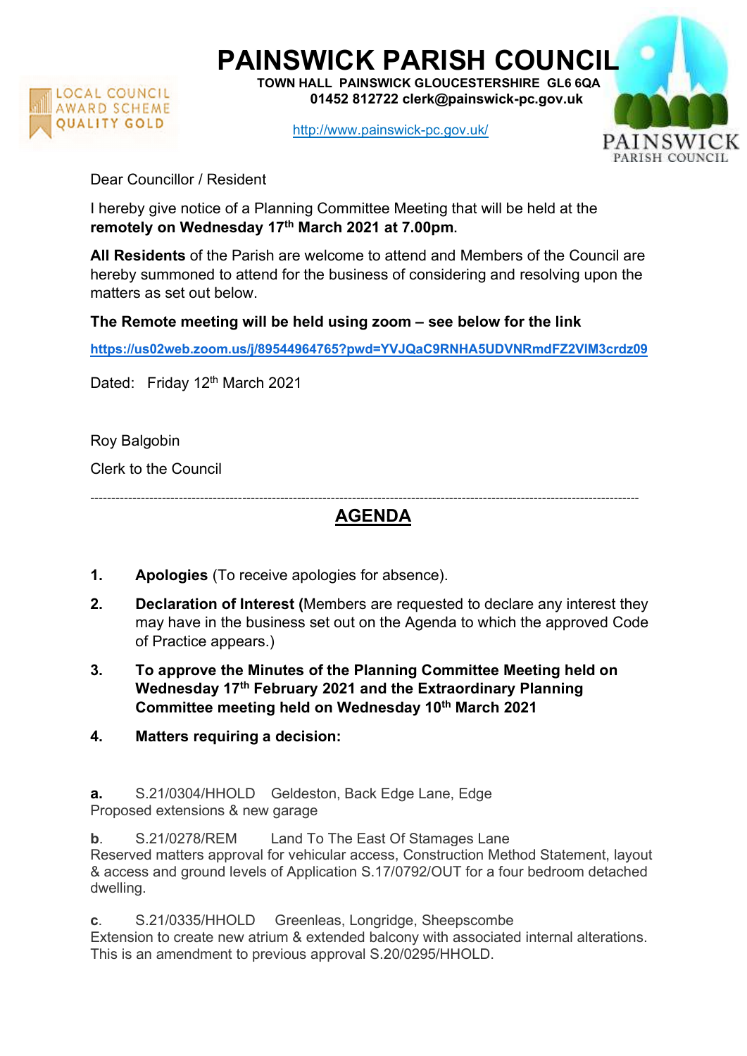# PAINSWICK PARISH COUNCIL

**TOWN HALL PAINSWICK GLOUCESTERSHIRE GL6 6QA**
**01452 812722 clerk@painswick-pc.gov.uk**

http://www.painswick-pc.gov.uk/

LOCAL COUNCIL AWARD SCHEME QUALITY GOLD

PAINSWICK PARISH COUNCIL

Dear Councillor / Resident

I hereby give notice of a Planning Committee Meeting that will be held at the **remotely on Wednesday 17th March 2021 at 7.00pm**.

**All Residents** of the Parish are welcome to attend and Members of the Council are hereby summoned to attend for the business of considering and resolving upon the matters as set out below.

**The Remote meeting will be held using zoom – see below for the link**

**https://us02web.zoom.us/j/89544964765?pwd=YVJQaC9RNHA5UDVNRmdFZ2VlM3crdz09**

Dated: Friday 12th March 2021

Roy Balgobin

Clerk to the Council

---

## AGENDA

1. **Apologies** (To receive apologies for absence).
2. **Declaration of Interest (**Members are requested to declare any interest they may have in the business set out on the Agenda to which the approved Code of Practice appears.)
3. **To approve the Minutes of the Planning Committee Meeting held on Wednesday 17th February 2021 and the Extraordinary Planning Committee meeting held on Wednesday 10th March 2021**
4. **Matters requiring a decision:**

**a.** S.21/0304/HHOLD Geldeston, Back Edge Lane, Edge
Proposed extensions & new garage

**b**. S.21/0278/REM Land To The East Of Stamages Lane
Reserved matters approval for vehicular access, Construction Method Statement, layout & access and ground levels of Application S.17/0792/OUT for a four bedroom detached dwelling.

**c**. S.21/0335/HHOLD Greenleas, Longridge, Sheepscombe
Extension to create new atrium & extended balcony with associated internal alterations. This is an amendment to previous approval S.20/0295/HHOLD.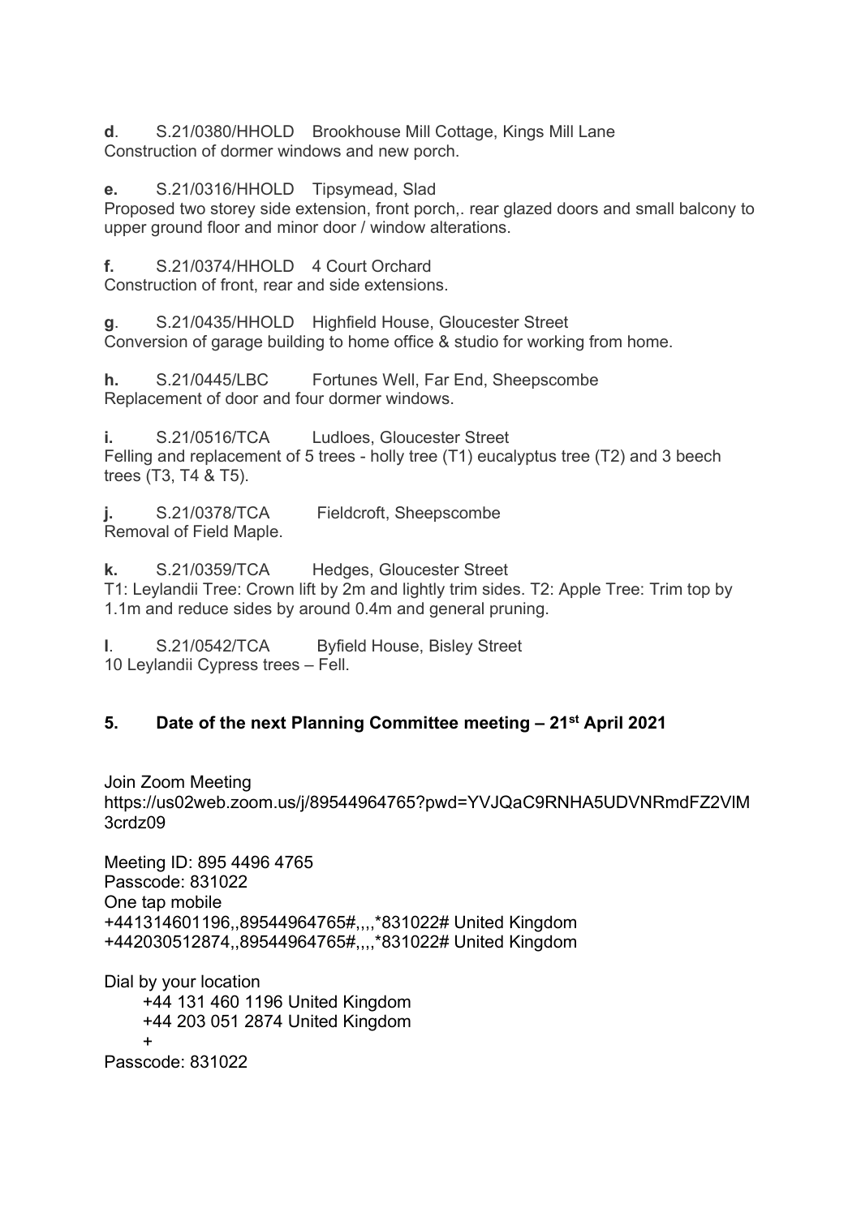**d**. S.21/0380/HHOLD Brookhouse Mill Cottage, Kings Mill Lane
Construction of dormer windows and new porch.

**e.** S.21/0316/HHOLD Tipsymead, Slad
Proposed two storey side extension, front porch,. rear glazed doors and small balcony to upper ground floor and minor door / window alterations.

**f.** S.21/0374/HHOLD 4 Court Orchard
Construction of front, rear and side extensions.

**g**. S.21/0435/HHOLD Highfield House, Gloucester Street
Conversion of garage building to home office & studio for working from home.

**h.** S.21/0445/LBC Fortunes Well, Far End, Sheepscombe
Replacement of door and four dormer windows.

**i.** S.21/0516/TCA Ludloes, Gloucester Street
Felling and replacement of 5 trees - holly tree (T1) eucalyptus tree (T2) and 3 beech trees (T3, T4 & T5).

**j.** S.21/0378/TCA Fieldcroft, Sheepscombe
Removal of Field Maple.

**k.** S.21/0359/TCA Hedges, Gloucester Street
T1: Leylandii Tree: Crown lift by 2m and lightly trim sides. T2: Apple Tree: Trim top by 1.1m and reduce sides by around 0.4m and general pruning.

**l**. S.21/0542/TCA Byfield House, Bisley Street
10 Leylandii Cypress trees – Fell.

## 5. Date of the next Planning Committee meeting – 21st April 2021

Join Zoom Meeting
https://us02web.zoom.us/j/89544964765?pwd=YVJQaC9RNHA5UDVNRmdFZ2VlM3crdz09

Meeting ID: 895 4496 4765
Passcode: 831022
One tap mobile
+441314601196,,89544964765#,,,,*831022# United Kingdom
+442030512874,,89544964765#,,,,*831022# United Kingdom

Dial by your location
+44 131 460 1196 United Kingdom
+44 203 051 2874 United Kingdom
+
Passcode: 831022